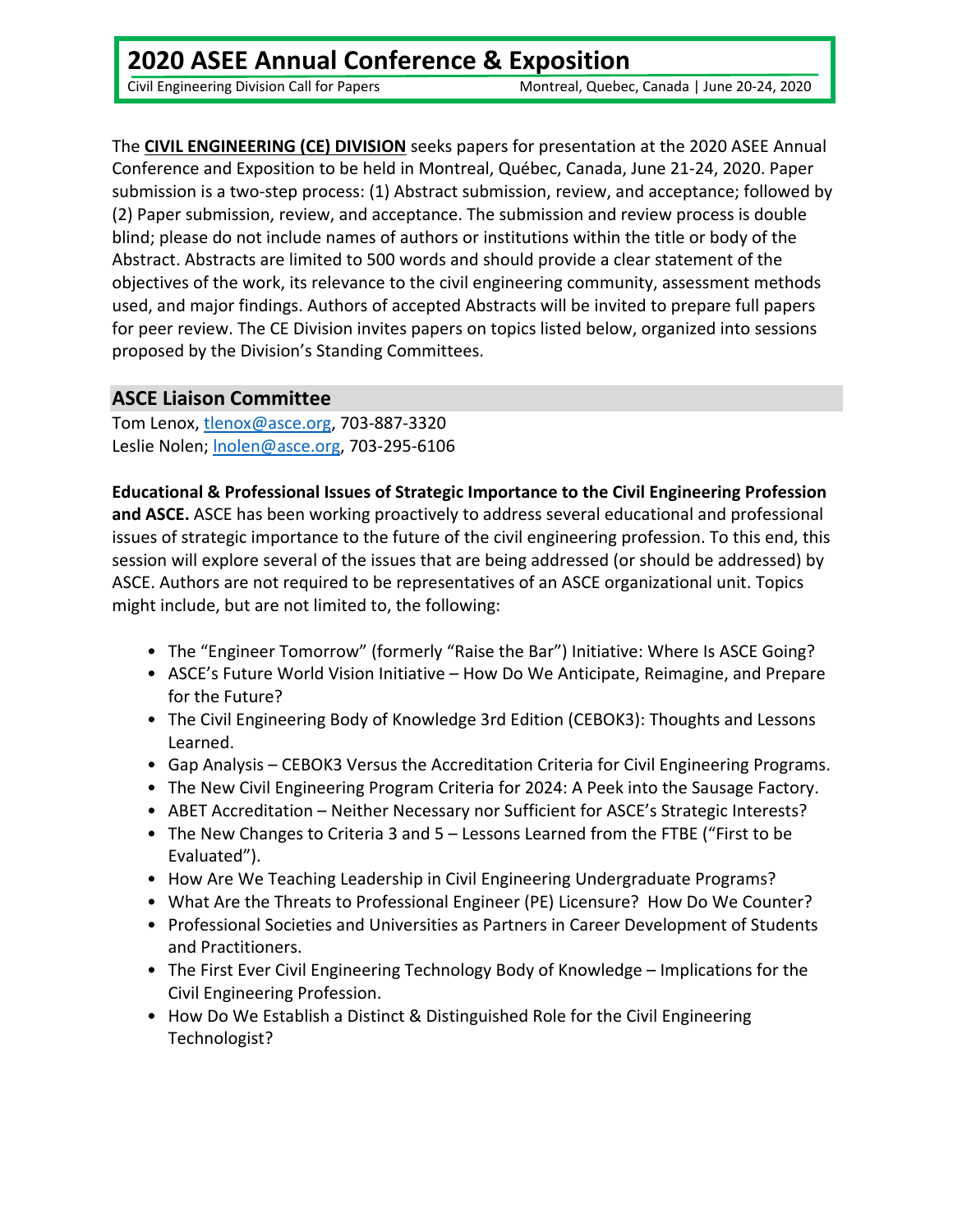# 2020 ASEE Annual Conference & Exposition

Civil Engineering Division Call for Papers — Montreal, Quebec, Canada | June 20-24, 2020

The **CIVIL ENGINEERING (CE) DIVISION** seeks papers for presentation at the 2020 ASEE Annual Conference and Exposition to be held in Montreal, Québec, Canada, June 21-24, 2020. Paper submission is a two-step process: (1) Abstract submission, review, and acceptance; followed by (2) Paper submission, review, and acceptance. The submission and review process is double blind; please do not include names of authors or institutions within the title or body of the Abstract. Abstracts are limited to 500 words and should provide a clear statement of the objectives of the work, its relevance to the civil engineering community, assessment methods used, and major findings. Authors of accepted Abstracts will be invited to prepare full papers for peer review. The CE Division invites papers on topics listed below, organized into sessions proposed by the Division's Standing Committees.

## ASCE Liaison Committee

Tom Lenox, tlenox@asce.org, 703-887-3320
Leslie Nolen; lnolen@asce.org, 703-295-6106

**Educational & Professional Issues of Strategic Importance to the Civil Engineering Profession and ASCE.** ASCE has been working proactively to address several educational and professional issues of strategic importance to the future of the civil engineering profession. To this end, this session will explore several of the issues that are being addressed (or should be addressed) by ASCE. Authors are not required to be representatives of an ASCE organizational unit. Topics might include, but are not limited to, the following:

- The "Engineer Tomorrow" (formerly "Raise the Bar") Initiative: Where Is ASCE Going?
- ASCE's Future World Vision Initiative – How Do We Anticipate, Reimagine, and Prepare for the Future?
- The Civil Engineering Body of Knowledge 3rd Edition (CEBOK3): Thoughts and Lessons Learned.
- Gap Analysis – CEBOK3 Versus the Accreditation Criteria for Civil Engineering Programs.
- The New Civil Engineering Program Criteria for 2024: A Peek into the Sausage Factory.
- ABET Accreditation – Neither Necessary nor Sufficient for ASCE's Strategic Interests?
- The New Changes to Criteria 3 and 5 – Lessons Learned from the FTBE ("First to be Evaluated").
- How Are We Teaching Leadership in Civil Engineering Undergraduate Programs?
- What Are the Threats to Professional Engineer (PE) Licensure? How Do We Counter?
- Professional Societies and Universities as Partners in Career Development of Students and Practitioners.
- The First Ever Civil Engineering Technology Body of Knowledge – Implications for the Civil Engineering Profession.
- How Do We Establish a Distinct & Distinguished Role for the Civil Engineering Technologist?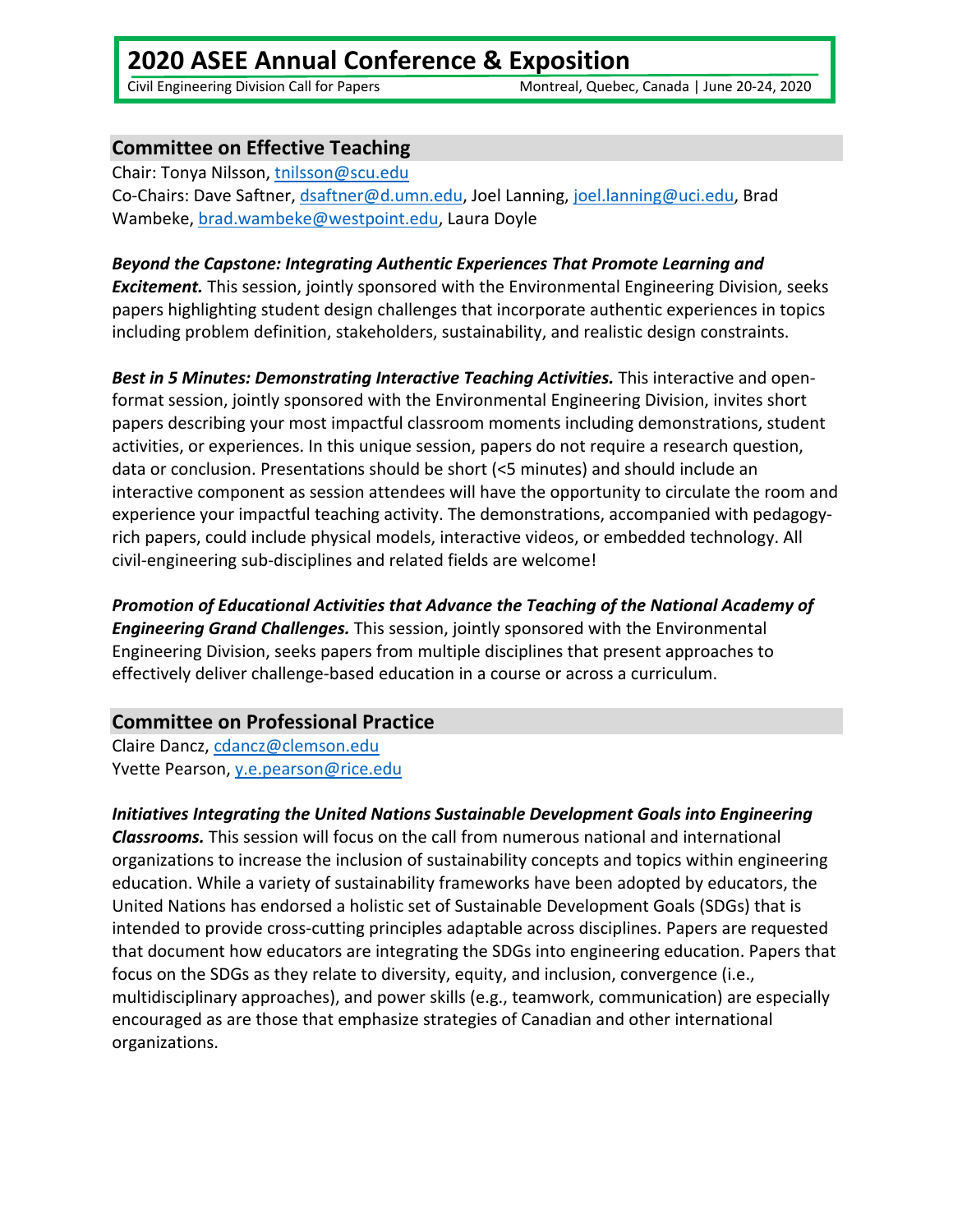## Committee on Effective Teaching

Chair: Tonya Nilsson, tnilsson@scu.edu
Co-Chairs: Dave Saftner, dsaftner@d.umn.edu, Joel Lanning, joel.lanning@uci.edu, Brad Wambeke, brad.wambeke@westpoint.edu, Laura Doyle

***Beyond the Capstone: Integrating Authentic Experiences That Promote Learning and Excitement.*** This session, jointly sponsored with the Environmental Engineering Division, seeks papers highlighting student design challenges that incorporate authentic experiences in topics including problem definition, stakeholders, sustainability, and realistic design constraints.

***Best in 5 Minutes: Demonstrating Interactive Teaching Activities.*** This interactive and open-format session, jointly sponsored with the Environmental Engineering Division, invites short papers describing your most impactful classroom moments including demonstrations, student activities, or experiences. In this unique session, papers do not require a research question, data or conclusion. Presentations should be short (<5 minutes) and should include an interactive component as session attendees will have the opportunity to circulate the room and experience your impactful teaching activity. The demonstrations, accompanied with pedagogy-rich papers, could include physical models, interactive videos, or embedded technology. All civil-engineering sub-disciplines and related fields are welcome!

***Promotion of Educational Activities that Advance the Teaching of the National Academy of Engineering Grand Challenges.*** This session, jointly sponsored with the Environmental Engineering Division, seeks papers from multiple disciplines that present approaches to effectively deliver challenge-based education in a course or across a curriculum.

## Committee on Professional Practice

Claire Dancz, cdancz@clemson.edu
Yvette Pearson, y.e.pearson@rice.edu

***Initiatives Integrating the United Nations Sustainable Development Goals into Engineering Classrooms.*** This session will focus on the call from numerous national and international organizations to increase the inclusion of sustainability concepts and topics within engineering education. While a variety of sustainability frameworks have been adopted by educators, the United Nations has endorsed a holistic set of Sustainable Development Goals (SDGs) that is intended to provide cross-cutting principles adaptable across disciplines. Papers are requested that document how educators are integrating the SDGs into engineering education. Papers that focus on the SDGs as they relate to diversity, equity, and inclusion, convergence (i.e., multidisciplinary approaches), and power skills (e.g., teamwork, communication) are especially encouraged as are those that emphasize strategies of Canadian and other international organizations.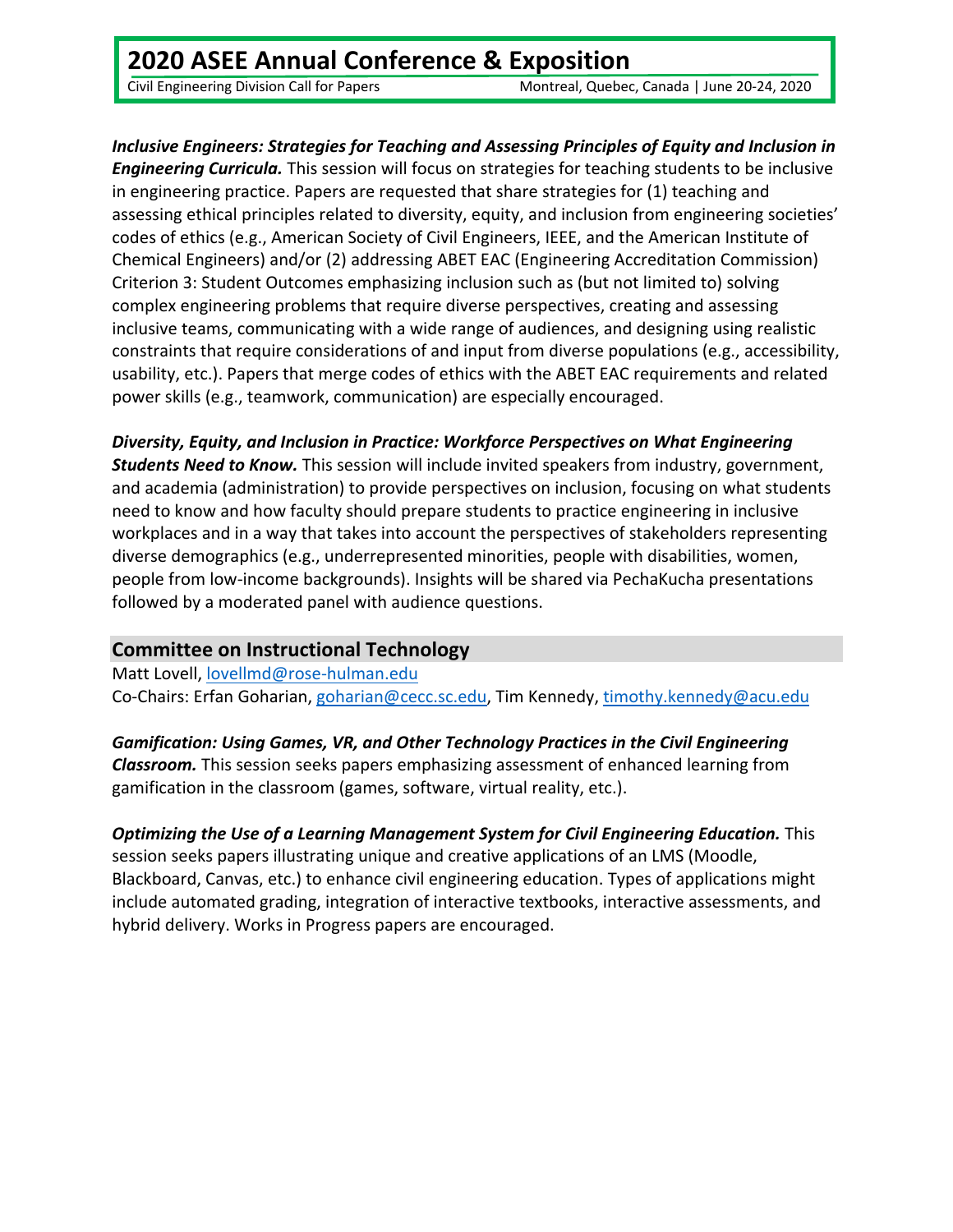***Inclusive Engineers: Strategies for Teaching and Assessing Principles of Equity and Inclusion in Engineering Curricula.*** This session will focus on strategies for teaching students to be inclusive in engineering practice. Papers are requested that share strategies for (1) teaching and assessing ethical principles related to diversity, equity, and inclusion from engineering societies' codes of ethics (e.g., American Society of Civil Engineers, IEEE, and the American Institute of Chemical Engineers) and/or (2) addressing ABET EAC (Engineering Accreditation Commission) Criterion 3: Student Outcomes emphasizing inclusion such as (but not limited to) solving complex engineering problems that require diverse perspectives, creating and assessing inclusive teams, communicating with a wide range of audiences, and designing using realistic constraints that require considerations of and input from diverse populations (e.g., accessibility, usability, etc.). Papers that merge codes of ethics with the ABET EAC requirements and related power skills (e.g., teamwork, communication) are especially encouraged.

***Diversity, Equity, and Inclusion in Practice: Workforce Perspectives on What Engineering Students Need to Know.*** This session will include invited speakers from industry, government, and academia (administration) to provide perspectives on inclusion, focusing on what students need to know and how faculty should prepare students to practice engineering in inclusive workplaces and in a way that takes into account the perspectives of stakeholders representing diverse demographics (e.g., underrepresented minorities, people with disabilities, women, people from low-income backgrounds). Insights will be shared via PechaKucha presentations followed by a moderated panel with audience questions.

## Committee on Instructional Technology

Matt Lovell, lovellmd@rose-hulman.edu
Co-Chairs: Erfan Goharian, goharian@cecc.sc.edu, Tim Kennedy, timothy.kennedy@acu.edu

***Gamification: Using Games, VR, and Other Technology Practices in the Civil Engineering Classroom.*** This session seeks papers emphasizing assessment of enhanced learning from gamification in the classroom (games, software, virtual reality, etc.).

***Optimizing the Use of a Learning Management System for Civil Engineering Education.*** This session seeks papers illustrating unique and creative applications of an LMS (Moodle, Blackboard, Canvas, etc.) to enhance civil engineering education. Types of applications might include automated grading, integration of interactive textbooks, interactive assessments, and hybrid delivery. Works in Progress papers are encouraged.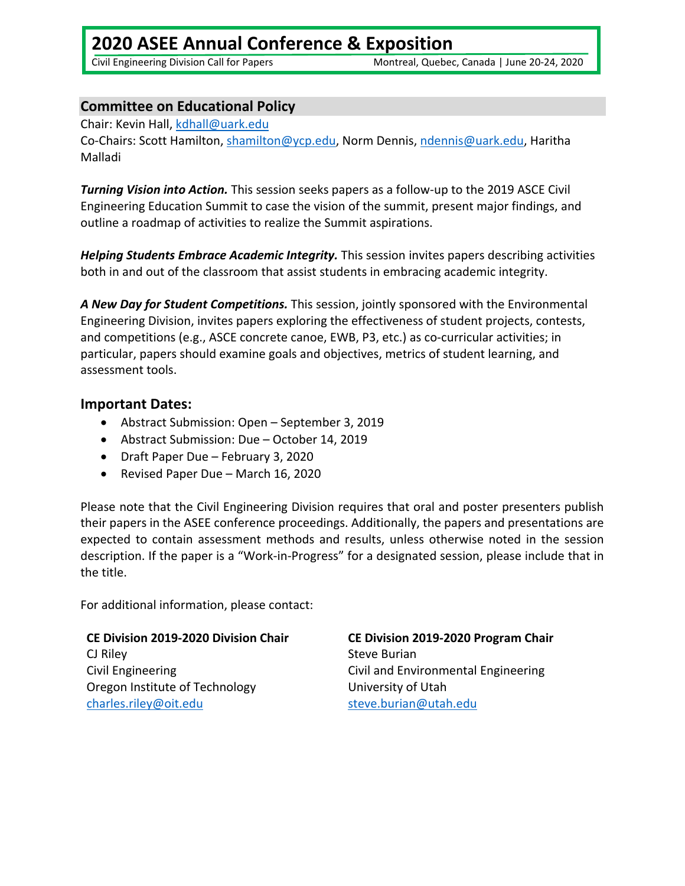## Committee on Educational Policy

Chair: Kevin Hall, kdhall@uark.edu
Co-Chairs: Scott Hamilton, shamilton@ycp.edu, Norm Dennis, ndennis@uark.edu, Haritha Malladi

***Turning Vision into Action.*** This session seeks papers as a follow-up to the 2019 ASCE Civil Engineering Education Summit to case the vision of the summit, present major findings, and outline a roadmap of activities to realize the Summit aspirations.

***Helping Students Embrace Academic Integrity.*** This session invites papers describing activities both in and out of the classroom that assist students in embracing academic integrity.

***A New Day for Student Competitions.*** This session, jointly sponsored with the Environmental Engineering Division, invites papers exploring the effectiveness of student projects, contests, and competitions (e.g., ASCE concrete canoe, EWB, P3, etc.) as co-curricular activities; in particular, papers should examine goals and objectives, metrics of student learning, and assessment tools.

### Important Dates:

- Abstract Submission: Open – September 3, 2019
- Abstract Submission: Due – October 14, 2019
- Draft Paper Due – February 3, 2020
- Revised Paper Due – March 16, 2020

Please note that the Civil Engineering Division requires that oral and poster presenters publish their papers in the ASEE conference proceedings. Additionally, the papers and presentations are expected to contain assessment methods and results, unless otherwise noted in the session description. If the paper is a "Work-in-Progress" for a designated session, please include that in the title.

For additional information, please contact:

**CE Division 2019-2020 Division Chair**
CJ Riley
Civil Engineering
Oregon Institute of Technology
charles.riley@oit.edu

**CE Division 2019-2020 Program Chair**
Steve Burian
Civil and Environmental Engineering
University of Utah
steve.burian@utah.edu